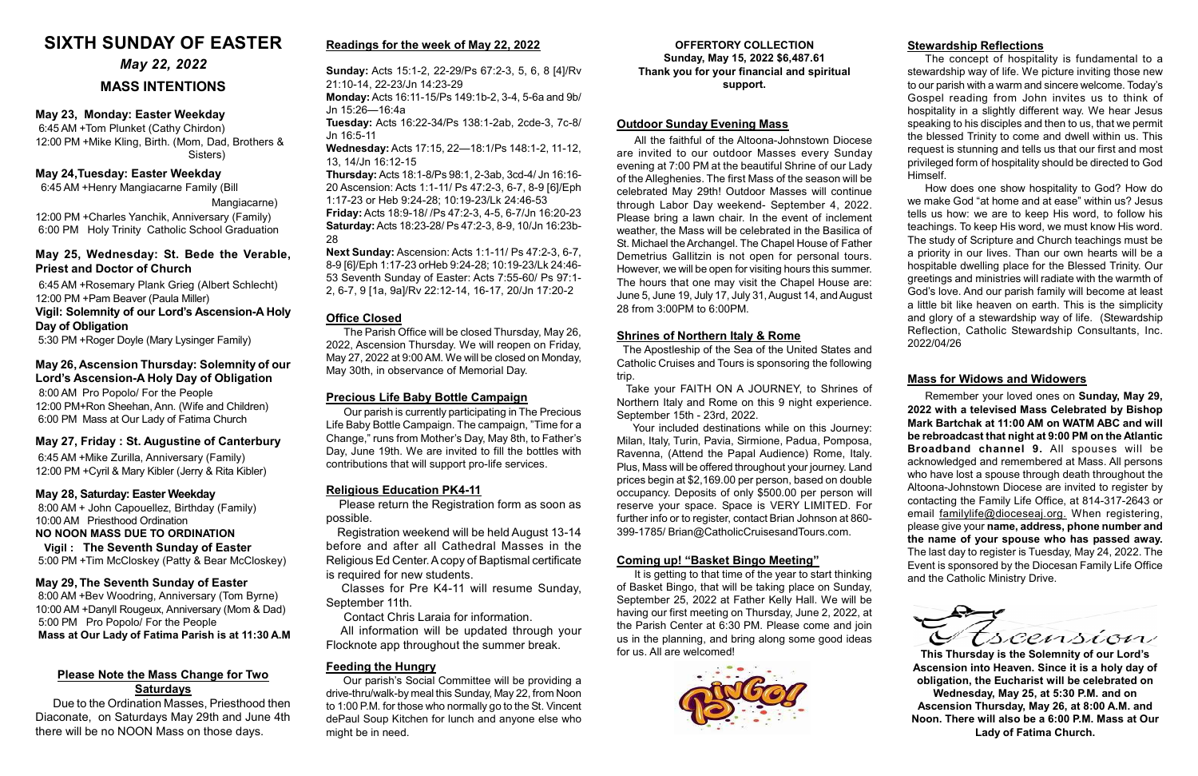# SIXTH SUNDAY OF EASTER

*May 22, 2022*

## MASS INTENTIONS

### May 23, Monday: Easter Weekday

6:45 AM +Tom Plunket (Cathy Chirdon)
12:00 PM +Mike Kling, Birth. (Mom, Dad, Brothers & Sisters)

### May 24,Tuesday: Easter Weekday

6:45 AM +Henry Mangiacarne Family (Bill Mangiacarne)
12:00 PM +Charles Yanchik, Anniversary (Family)
6:00 PM Holy Trinity Catholic School Graduation

### May 25, Wednesday: St. Bede the Verable, Priest and Doctor of Church

6:45 AM +Rosemary Plank Grieg (Albert Schlecht)
12:00 PM +Pam Beaver (Paula Miller)

**Vigil: Solemnity of our Lord's Ascension-A Holy Day of Obligation**

5:30 PM +Roger Doyle (Mary Lysinger Family)

### May 26, Ascension Thursday: Solemnity of our Lord's Ascension-A Holy Day of Obligation

8:00 AM Pro Popolo/ For the People
12:00 PM+Ron Sheehan, Ann. (Wife and Children)
6:00 PM Mass at Our Lady of Fatima Church

### May 27, Friday : St. Augustine of Canterbury

6:45 AM +Mike Zurilla, Anniversary (Family)
12:00 PM +Cyril & Mary Kibler (Jerry & Rita Kibler)

### May 28, Saturday: Easter Weekday

8:00 AM + John Capouellez, Birthday (Family)
10:00 AM Priesthood Ordination
**NO NOON MASS DUE TO ORDINATION**
**Vigil : The Seventh Sunday of Easter**
5:00 PM +Tim McCloskey (Patty & Bear McCloskey)

### May 29, The Seventh Sunday of Easter

8:00 AM +Bev Woodring, Anniversary (Tom Byrne)
10:00 AM +Danyll Rougeux, Anniversary (Mom & Dad)
5:00 PM Pro Popolo/ For the People
**Mass at Our Lady of Fatima Parish is at 11:30 A.M**

### Please Note the Mass Change for Two Saturdays

Due to the Ordination Masses, Priesthood then Diaconate, on Saturdays May 29th and June 4th there will be no NOON Mass on those days.

### Readings for the week of May 22, 2022

**Sunday:** Acts 15:1-2, 22-29/Ps 67:2-3, 5, 6, 8 [4]/Rv 21:10-14, 22-23/Jn 14:23-29
**Monday:** Acts 16:11-15/Ps 149:1b-2, 3-4, 5-6a and 9b/ Jn 15:26—16:4a
**Tuesday:** Acts 16:22-34/Ps 138:1-2ab, 2cde-3, 7c-8/ Jn 16:5-11
**Wednesday:** Acts 17:15, 22—18:1/Ps 148:1-2, 11-12, 13, 14/Jn 16:12-15
**Thursday:** Acts 18:1-8/Ps 98:1, 2-3ab, 3cd-4/ Jn 16:16-20 Ascension: Acts 1:1-11/ Ps 47:2-3, 6-7, 8-9 [6]/Eph 1:17-23 or Heb 9:24-28; 10:19-23/Lk 24:46-53
**Friday:** Acts 18:9-18/ /Ps 47:2-3, 4-5, 6-7/Jn 16:20-23
**Saturday:** Acts 18:23-28/ Ps 47:2-3, 8-9, 10/Jn 16:23b-28
**Next Sunday:** Ascension: Acts 1:1-11/ Ps 47:2-3, 6-7, 8-9 [6]/Eph 1:17-23 orHeb 9:24-28; 10:19-23/Lk 24:46-53 Seventh Sunday of Easter: Acts 7:55-60/ Ps 97:1-2, 6-7, 9 [1a, 9a]/Rv 22:12-14, 16-17, 20/Jn 17:20-2

### Office Closed

The Parish Office will be closed Thursday, May 26, 2022, Ascension Thursday. We will reopen on Friday, May 27, 2022 at 9:00 AM. We will be closed on Monday, May 30th, in observance of Memorial Day.

### Precious Life Baby Bottle Campaign

Our parish is currently participating in The Precious Life Baby Bottle Campaign. The campaign, "Time for a Change," runs from Mother's Day, May 8th, to Father's Day, June 19th. We are invited to fill the bottles with contributions that will support pro-life services.

### Religious Education PK4-11

Please return the Registration form as soon as possible.

Registration weekend will be held August 13-14 before and after all Cathedral Masses in the Religious Ed Center. A copy of Baptismal certificate is required for new students.

Classes for Pre K4-11 will resume Sunday, September 11th.

Contact Chris Laraia for information.

All information will be updated through your Flocknote app throughout the summer break.

### Feeding the Hungry

Our parish's Social Committee will be providing a drive-thru/walk-by meal this Sunday, May 22, from Noon to 1:00 P.M. for those who normally go to the St. Vincent dePaul Soup Kitchen for lunch and anyone else who might be in need.

**OFFERTORY COLLECTION**
**Sunday, May 15, 2022 $6,487.61**
**Thank you for your financial and spiritual support.**

### Outdoor Sunday Evening Mass

All the faithful of the Altoona-Johnstown Diocese are invited to our outdoor Masses every Sunday evening at 7:00 PM at the beautiful Shrine of our Lady of the Alleghenies. The first Mass of the season will be celebrated May 29th! Outdoor Masses will continue through Labor Day weekend- September 4, 2022. Please bring a lawn chair. In the event of inclement weather, the Mass will be celebrated in the Basilica of St. Michael the Archangel. The Chapel House of Father Demetrius Gallitzin is not open for personal tours. However, we will be open for visiting hours this summer. The hours that one may visit the Chapel House are: June 5, June 19, July 17, July 31, August 14, and August 28 from 3:00PM to 6:00PM.

### Shrines of Northern Italy & Rome

The Apostleship of the Sea of the United States and Catholic Cruises and Tours is sponsoring the following trip.

Take your FAITH ON A JOURNEY, to Shrines of Northern Italy and Rome on this 9 night experience. September 15th - 23rd, 2022.

Your included destinations while on this Journey: Milan, Italy, Turin, Pavia, Sirmione, Padua, Pomposa, Ravenna, (Attend the Papal Audience) Rome, Italy. Plus, Mass will be offered throughout your journey. Land prices begin at $2,169.00 per person, based on double occupancy. Deposits of only $500.00 per person will reserve your space. Space is VERY LIMITED. For further info or to register, contact Brian Johnson at 860-399-1785/ Brian@CatholicCruisesandTours.com.

### Coming up! "Basket Bingo Meeting"

It is getting to that time of the year to start thinking of Basket Bingo, that will be taking place on Sunday, September 25, 2022 at Father Kelly Hall. We will be having our first meeting on Thursday, June 2, 2022, at the Parish Center at 6:30 PM. Please come and join us in the planning, and bring along some good ideas for us. All are welcomed!

### Stewardship Reflections

The concept of hospitality is fundamental to a stewardship way of life. We picture inviting those new to our parish with a warm and sincere welcome. Today's Gospel reading from John invites us to think of hospitality in a slightly different way. We hear Jesus speaking to his disciples and then to us, that we permit the blessed Trinity to come and dwell within us. This request is stunning and tells us that our first and most privileged form of hospitality should be directed to God Himself.

How does one show hospitality to God? How do we make God "at home and at ease" within us? Jesus tells us how: we are to keep His word, to follow his teachings. To keep His word, we must know His word. The study of Scripture and Church teachings must be a priority in our lives. Than our own hearts will be a hospitable dwelling place for the Blessed Trinity. Our greetings and ministries will radiate with the warmth of God's love. And our parish family will become at least a little bit like heaven on earth. This is the simplicity and glory of a stewardship way of life. (Stewardship Reflection, Catholic Stewardship Consultants, Inc. 2022/04/26

### Mass for Widows and Widowers

Remember your loved ones on **Sunday, May 29, 2022 with a televised Mass Celebrated by Bishop Mark Bartchak at 11:00 AM on WATM ABC and will be rebroadcast that night at 9:00 PM on the Atlantic Broadband channel 9.** All spouses will be acknowledged and remembered at Mass. All persons who have lost a spouse through death throughout the Altoona-Johnstown Diocese are invited to register by contacting the Family Life Office, at 814-317-2643 or email familylife@dioceseaj.org. When registering, please give your **name, address, phone number and the name of your spouse who has passed away.** The last day to register is Tuesday, May 24, 2022. The Event is sponsored by the Diocesan Family Life Office and the Catholic Ministry Drive.

*Ascension*

**This Thursday is the Solemnity of our Lord's Ascension into Heaven. Since it is a holy day of obligation, the Eucharist will be celebrated on Wednesday, May 25, at 5:30 P.M. and on Ascension Thursday, May 26, at 8:00 A.M. and Noon. There will also be a 6:00 P.M. Mass at Our Lady of Fatima Church.**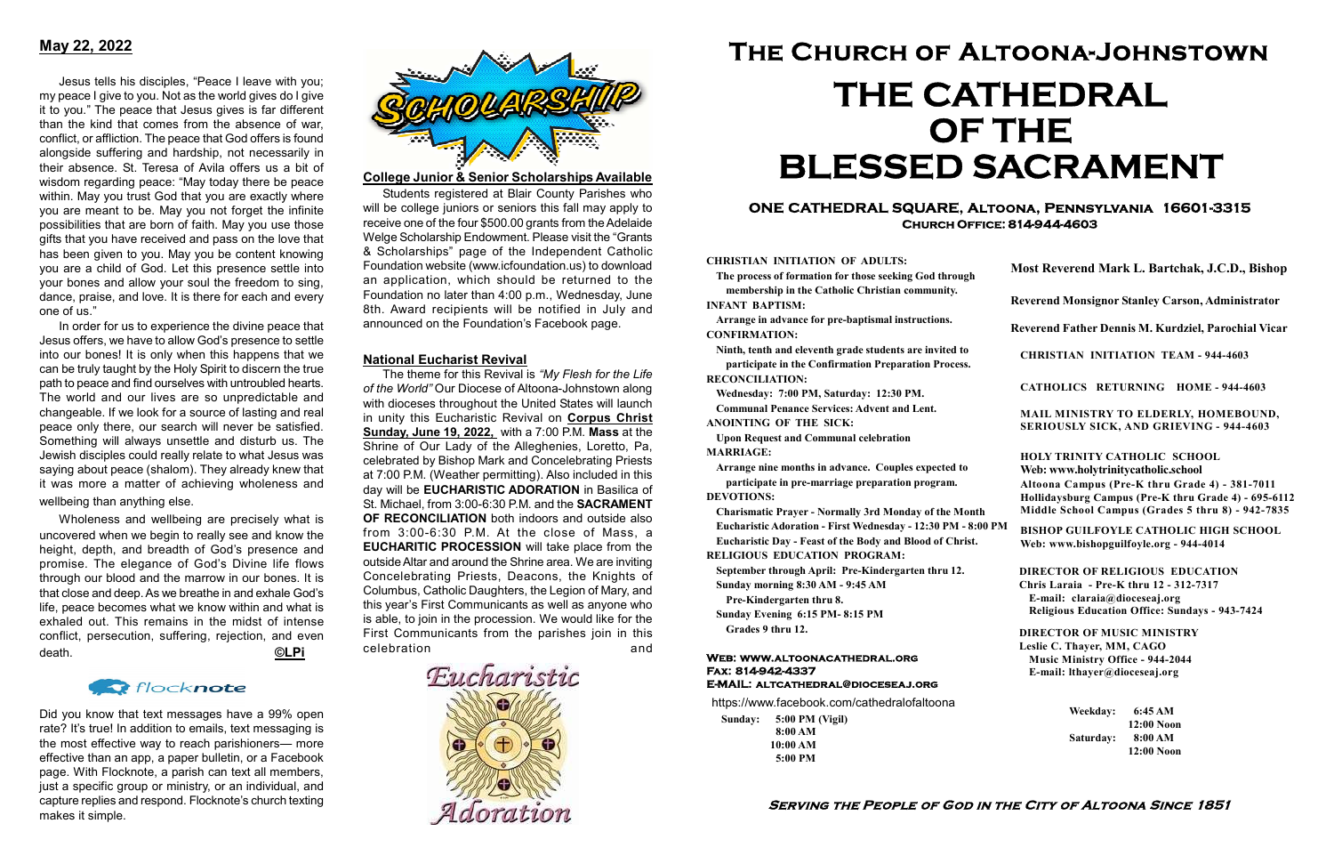## May 22, 2022

Jesus tells his disciples, "Peace I leave with you; my peace I give to you. Not as the world gives do I give it to you." The peace that Jesus gives is far different than the kind that comes from the absence of war, conflict, or affliction. The peace that God offers is found alongside suffering and hardship, not necessarily in their absence. St. Teresa of Avila offers us a bit of wisdom regarding peace: "May today there be peace within. May you trust God that you are exactly where you are meant to be. May you not forget the infinite possibilities that are born of faith. May you use those gifts that you have received and pass on the love that has been given to you. May you be content knowing you are a child of God. Let this presence settle into your bones and allow your soul the freedom to sing, dance, praise, and love. It is there for each and every one of us."

In order for us to experience the divine peace that Jesus offers, we have to allow God's presence to settle into our bones! It is only when this happens that we can be truly taught by the Holy Spirit to discern the true path to peace and find ourselves with untroubled hearts. The world and our lives are so unpredictable and changeable. If we look for a source of lasting and real peace only there, our search will never be satisfied. Something will always unsettle and disturb us. The Jewish disciples could really relate to what Jesus was saying about peace (shalom). They already knew that it was more a matter of achieving wholeness and wellbeing than anything else.

Wholeness and wellbeing are precisely what is uncovered when we begin to really see and know the height, depth, and breadth of God's presence and promise. The elegance of God's Divine life flows through our blood and the marrow in our bones. It is that close and deep. As we breathe in and exhale God's life, peace becomes what we know within and what is exhaled out. This remains in the midst of intense conflict, persecution, suffering, rejection, and even death. **©LPi**

flocknote

Did you know that text messages have a 99% open rate? It's true! In addition to emails, text messaging is the most effective way to reach parishioners— more effective than an app, a paper bulletin, or a Facebook page. With Flocknote, a parish can text all members, just a specific group or ministry, or an individual, and capture replies and respond. Flocknote's church texting makes it simple.

SCHOLARSHIP

### College Junior & Senior Scholarships Available

Students registered at Blair County Parishes who will be college juniors or seniors this fall may apply to receive one of the four $500.00 grants from the Adelaide Welge Scholarship Endowment. Please visit the "Grants & Scholarships" page of the Independent Catholic Foundation website (www.icfoundation.us) to download an application, which should be returned to the Foundation no later than 4:00 p.m., Wednesday, June 8th. Award recipients will be notified in July and announced on the Foundation's Facebook page.

### National Eucharist Revival

The theme for this Revival is *"My Flesh for the Life of the World"* Our Diocese of Altoona-Johnstown along with dioceses throughout the United States will launch in unity this Eucharistic Revival on **Corpus Christ Sunday, June 19, 2022,** with a 7:00 P.M. **Mass** at the Shrine of Our Lady of the Alleghenies, Loretto, Pa, celebrated by Bishop Mark and Concelebrating Priests at 7:00 P.M. (Weather permitting). Also included in this day will be **EUCHARISTIC ADORATION** in Basilica of St. Michael, from 3:00-6:30 P.M. and the **SACRAMENT OF RECONCILIATION** both indoors and outside also from 3:00-6:30 P.M. At the close of Mass, a **EUCHARITIC PROCESSION** will take place from the outside Altar and around the Shrine area. We are inviting Concelebrating Priests, Deacons, the Knights of Columbus, Catholic Daughters, the Legion of Mary, and this year's First Communicants as well as anyone who is able, to join in the procession. We would like for the First Communicants from the parishes join in this celebration and

Eucharistic Adoration

# The Church of Altoona-Johnstown

# THE CATHEDRAL OF THE BLESSED SACRAMENT

### ONE CATHEDRAL SQUARE, Altoona, Pennsylvania 16601-3315
**Church Office: 814-944-4603**

**CHRISTIAN INITIATION OF ADULTS:**
The process of formation for those seeking God through membership in the Catholic Christian community.

**INFANT BAPTISM:**
Arrange in advance for pre-baptismal instructions.

**CONFIRMATION:**
Ninth, tenth and eleventh grade students are invited to participate in the Confirmation Preparation Process.

**RECONCILIATION:**
Wednesday: 7:00 PM, Saturday: 12:30 PM.
Communal Penance Services: Advent and Lent.

**ANOINTING OF THE SICK:**
Upon Request and Communal celebration

**MARRIAGE:**
Arrange nine months in advance. Couples expected to participate in pre-marriage preparation program.

**DEVOTIONS:**
Charismatic Prayer - Normally 3rd Monday of the Month
Eucharistic Adoration - First Wednesday - 12:30 PM - 8:00 PM
Eucharistic Day - Feast of the Body and Blood of Christ.

**RELIGIOUS EDUCATION PROGRAM:**
September through April: Pre-Kindergarten thru 12.
Sunday morning 8:30 AM - 9:45 AM
Pre-Kindergarten thru 8.
Sunday Evening 6:15 PM- 8:15 PM
Grades 9 thru 12.

**Web: www.altoonacathedral.org**
**Fax: 814-942-4337**
**E-MAIL: altcathedral@dioceseaj.org**

https://www.facebook.com/cathedralofaltoona

**Most Reverend Mark L. Bartchak, J.C.D., Bishop**

**Reverend Monsignor Stanley Carson, Administrator**

**Reverend Father Dennis M. Kurdziel, Parochial Vicar**

**CHRISTIAN INITIATION TEAM - 944-4603**

**CATHOLICS RETURNING HOME - 944-4603**

**MAIL MINISTRY TO ELDERLY, HOMEBOUND, SERIOUSLY SICK, AND GRIEVING - 944-4603**

**HOLY TRINITY CATHOLIC SCHOOL**
**Web: www.holytrinitycatholic.school**
**Altoona Campus (Pre-K thru Grade 4) - 381-7011**
**Hollidaysburg Campus (Pre-K thru Grade 4) - 695-6112**
**Middle School Campus (Grades 5 thru 8) - 942-7835**

**BISHOP GUILFOYLE CATHOLIC HIGH SCHOOL**
**Web: www.bishopguilfoyle.org - 944-4014**

**DIRECTOR OF RELIGIOUS EDUCATION**
**Chris Laraia - Pre-K thru 12 - 312-7317**
**E-mail: claraia@dioceseaj.org**
**Religious Education Office: Sundays - 943-7424**

**DIRECTOR OF MUSIC MINISTRY**
**Leslie C. Thayer, MM, CAGO**
**Music Ministry Office - 944-2044**
**E-mail: lthayer@dioceseaj.org**

**Sunday:** 5:00 PM (Vigil)
8:00 AM
10:00 AM
5:00 PM

**Weekday:** 6:45 AM
12:00 Noon
**Saturday:** 8:00 AM
12:00 Noon

**Serving the People of God in the City of Altoona Since 1851**